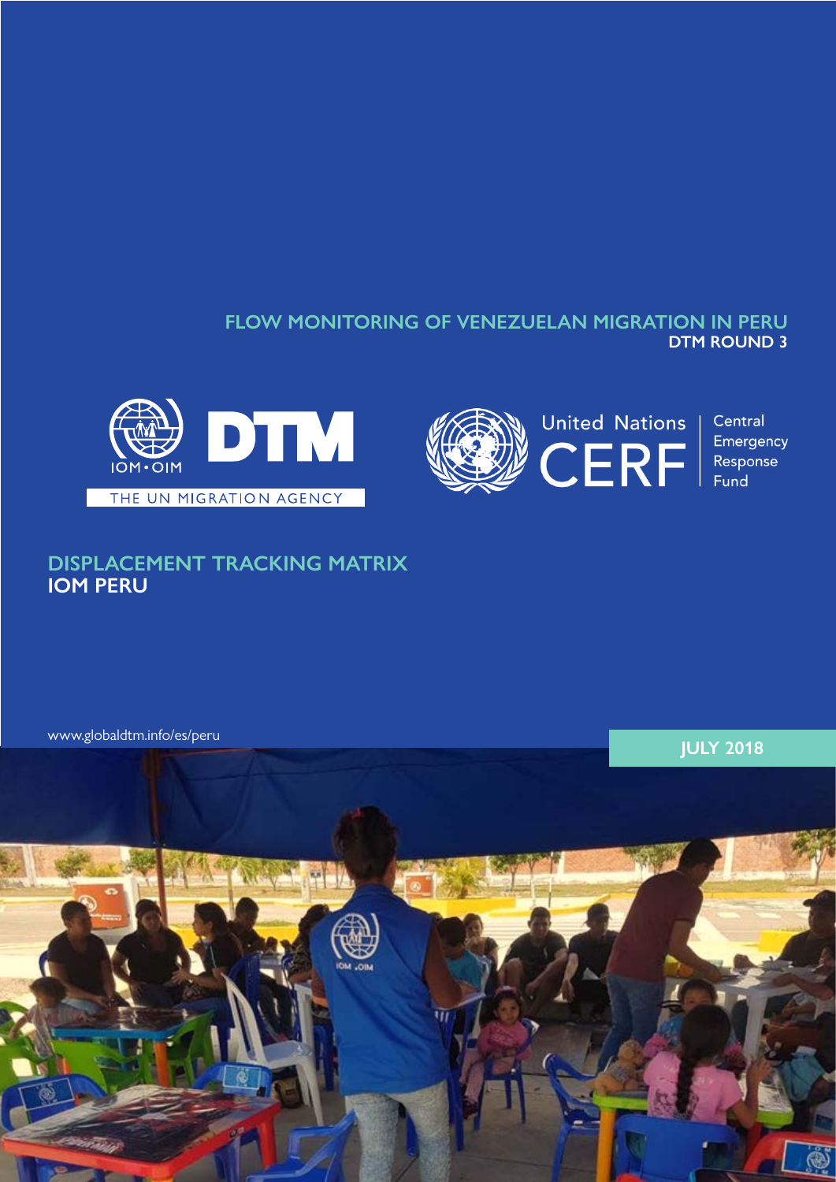# FLOW MONITORING OF VENEZUELAN MIGRATION IN PERU

**DTM ROUND 3**

IOM • OIM DTM

THE UN MIGRATION AGENCY

United Nations CERF | Central Emergency Response Fund

## DISPLACEMENT TRACKING MATRIX

**IOM PERU**

www.globaldtm.info/es/peru

**JULY 2018**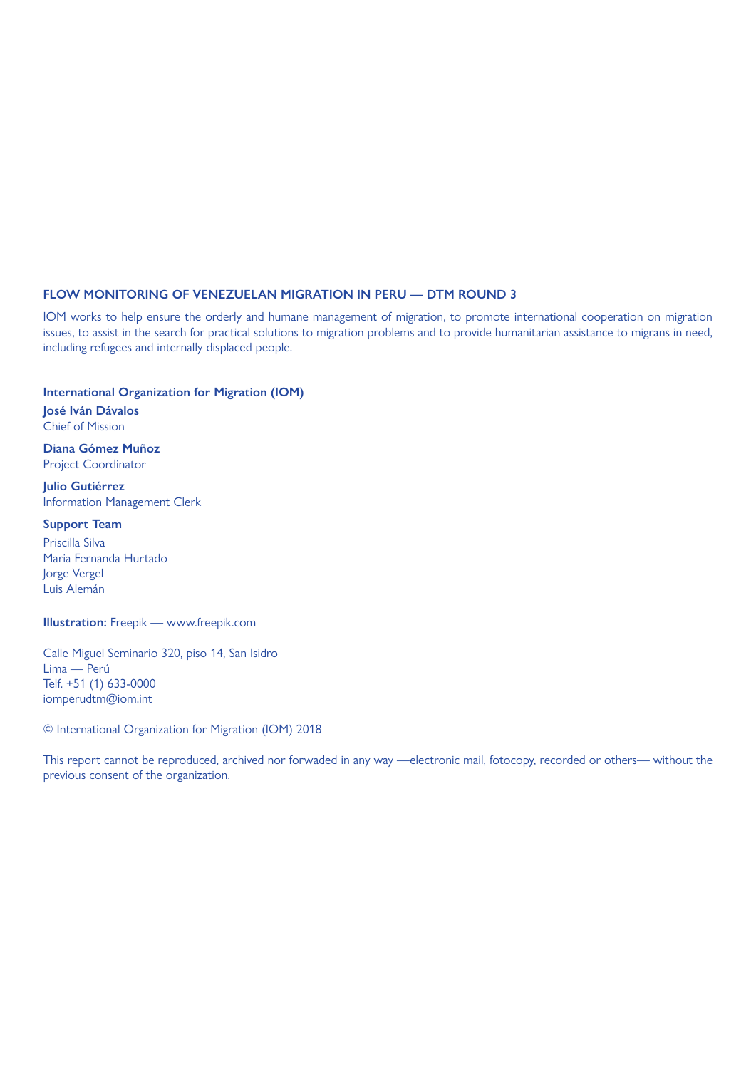**FLOW MONITORING OF VENEZUELAN MIGRATION IN PERU — DTM ROUND 3**

IOM works to help ensure the orderly and humane management of migration, to promote international cooperation on migration issues, to assist in the search for practical solutions to migration problems and to provide humanitarian assistance to migrans in need, including refugees and internally displaced people.

**International Organization for Migration (IOM)**

**José Iván Dávalos**
Chief of Mission

**Diana Gómez Muñoz**
Project Coordinator

**Julio Gutiérrez**
Information Management Clerk

**Support Team**

Priscilla Silva
Maria Fernanda Hurtado
Jorge Vergel
Luis Alemán

**Illustration:** Freepik — www.freepik.com

Calle Miguel Seminario 320, piso 14, San Isidro
Lima — Perú
Telf. +51 (1) 633-0000
iomperudtm@iom.int

© International Organization for Migration (IOM) 2018

This report cannot be reproduced, archived nor forwaded in any way —electronic mail, fotocopy, recorded or others— without the previous consent of the organization.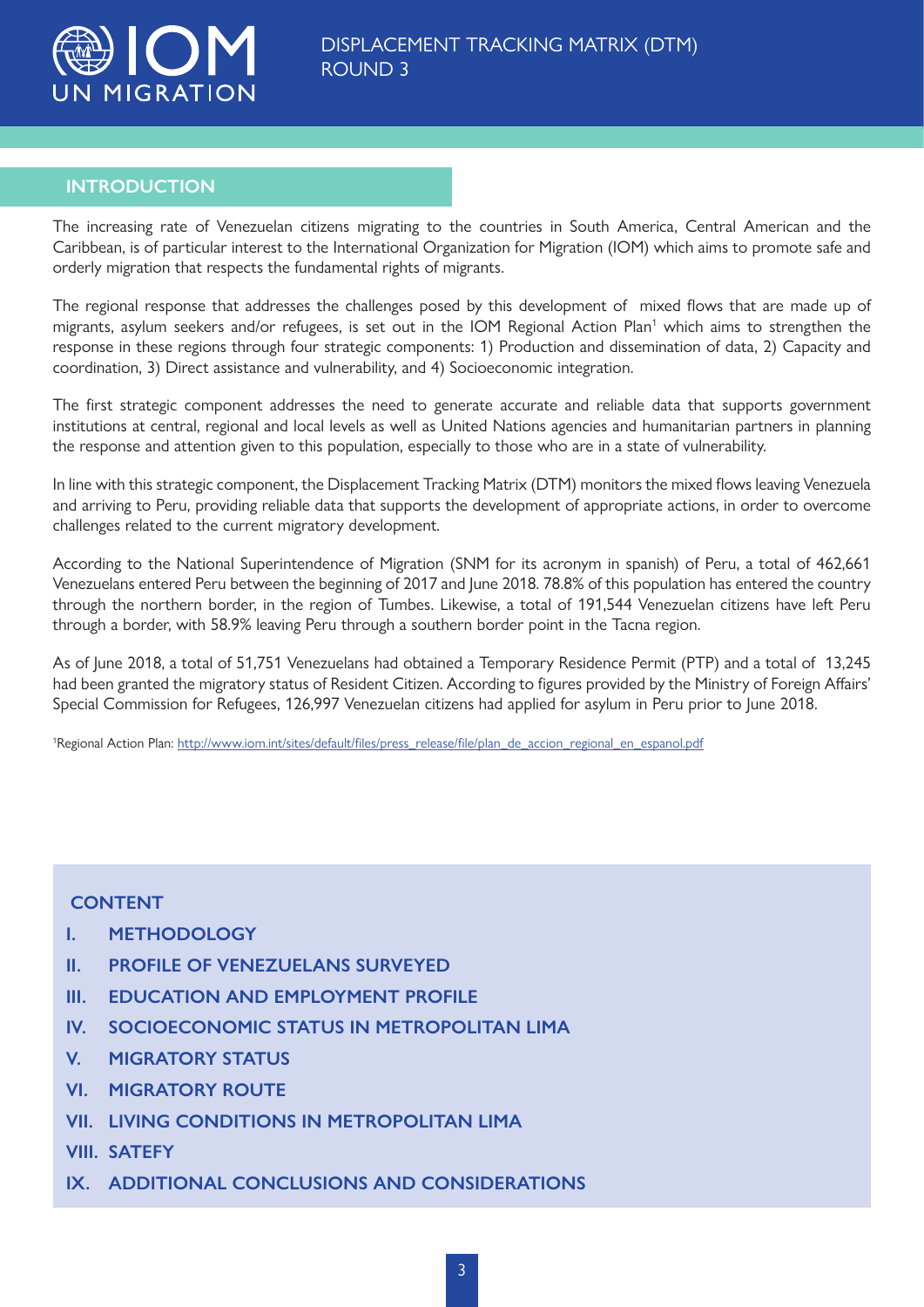## INTRODUCTION

The increasing rate of Venezuelan citizens migrating to the countries in South America, Central American and the Caribbean, is of particular interest to the International Organization for Migration (IOM) which aims to promote safe and orderly migration that respects the fundamental rights of migrants.

The regional response that addresses the challenges posed by this development of mixed flows that are made up of migrants, asylum seekers and/or refugees, is set out in the IOM Regional Action Plan[1] which aims to strengthen the response in these regions through four strategic components: 1) Production and dissemination of data, 2) Capacity and coordination, 3) Direct assistance and vulnerability, and 4) Socioeconomic integration.

The first strategic component addresses the need to generate accurate and reliable data that supports government institutions at central, regional and local levels as well as United Nations agencies and humanitarian partners in planning the response and attention given to this population, especially to those who are in a state of vulnerability.

In line with this strategic component, the Displacement Tracking Matrix (DTM) monitors the mixed flows leaving Venezuela and arriving to Peru, providing reliable data that supports the development of appropriate actions, in order to overcome challenges related to the current migratory development.

According to the National Superintendence of Migration (SNM for its acronym in spanish) of Peru, a total of 462,661 Venezuelans entered Peru between the beginning of 2017 and June 2018. 78.8% of this population has entered the country through the northern border, in the region of Tumbes. Likewise, a total of 191,544 Venezuelan citizens have left Peru through a border, with 58.9% leaving Peru through a southern border point in the Tacna region.

As of June 2018, a total of 51,751 Venezuelans had obtained a Temporary Residence Permit (PTP) and a total of 13,245 had been granted the migratory status of Resident Citizen. According to figures provided by the Ministry of Foreign Affairs' Special Commission for Refugees, 126,997 Venezuelan citizens had applied for asylum in Peru prior to June 2018.

[1]Regional Action Plan: http://www.iom.int/sites/default/files/press_release/file/plan_de_accion_regional_en_espanol.pdf

## CONTENT

- I. METHODOLOGY
- II. PROFILE OF VENEZUELANS SURVEYED
- III. EDUCATION AND EMPLOYMENT PROFILE
- IV. SOCIOECONOMIC STATUS IN METROPOLITAN LIMA
- V. MIGRATORY STATUS
- VI. MIGRATORY ROUTE
- VII. LIVING CONDITIONS IN METROPOLITAN LIMA
- VIII. SATEFY
- IX. ADDITIONAL CONCLUSIONS AND CONSIDERATIONS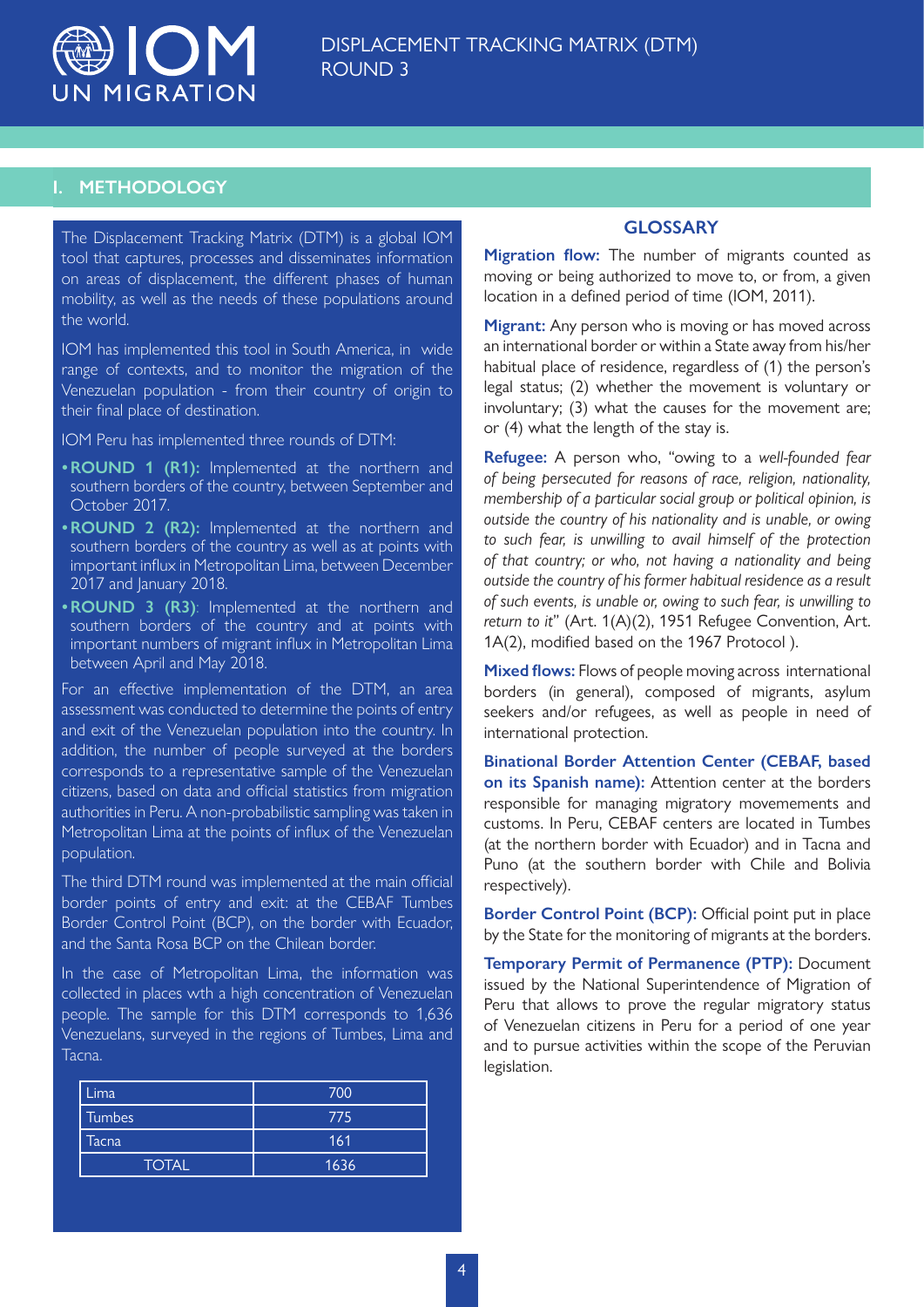## I. METHODOLOGY

The Displacement Tracking Matrix (DTM) is a global IOM tool that captures, processes and disseminates information on areas of displacement, the different phases of human mobility, as well as the needs of these populations around the world.

IOM has implemented this tool in South America, in wide range of contexts, and to monitor the migration of the Venezuelan population - from their country of origin to their final place of destination.

IOM Peru has implemented three rounds of DTM:

- **ROUND 1 (R1):** Implemented at the northern and southern borders of the country, between September and October 2017.
- **ROUND 2 (R2):** Implemented at the northern and southern borders of the country as well as at points with important influx in Metropolitan Lima, between December 2017 and January 2018.
- **ROUND 3 (R3)**: Implemented at the northern and southern borders of the country and at points with important numbers of migrant influx in Metropolitan Lima between April and May 2018.

For an effective implementation of the DTM, an area assessment was conducted to determine the points of entry and exit of the Venezuelan population into the country. In addition, the number of people surveyed at the borders corresponds to a representative sample of the Venezuelan citizens, based on data and official statistics from migration authorities in Peru. A non-probabilistic sampling was taken in Metropolitan Lima at the points of influx of the Venezuelan population.

The third DTM round was implemented at the main official border points of entry and exit: at the CEBAF Tumbes Border Control Point (BCP), on the border with Ecuador, and the Santa Rosa BCP on the Chilean border.

In the case of Metropolitan Lima, the information was collected in places wth a high concentration of Venezuelan people. The sample for this DTM corresponds to 1,636 Venezuelans, surveyed in the regions of Tumbes, Lima and Tacna.

| Region | Number |
|---|---|
| Lima | 700 |
| Tumbes | 775 |
| Tacna | 161 |
| TOTAL | 1636 |

### GLOSSARY

**Migration flow:** The number of migrants counted as moving or being authorized to move to, or from, a given location in a defined period of time (IOM, 2011).

**Migrant:** Any person who is moving or has moved across an international border or within a State away from his/her habitual place of residence, regardless of (1) the person's legal status; (2) whether the movement is voluntary or involuntary; (3) what the causes for the movement are; or (4) what the length of the stay is.

**Refugee:** A person who, "owing to a *well-founded fear of being persecuted for reasons of race, religion, nationality, membership of a particular social group or political opinion, is outside the country of his nationality and is unable, or owing to such fear, is unwilling to avail himself of the protection of that country; or who, not having a nationality and being outside the country of his former habitual residence as a result of such events, is unable or, owing to such fear, is unwilling to return to it*" (Art. 1(A)(2), 1951 Refugee Convention, Art. 1A(2), modified based on the 1967 Protocol ).

**Mixed flows:** Flows of people moving across international borders (in general), composed of migrants, asylum seekers and/or refugees, as well as people in need of international protection.

**Binational Border Attention Center (CEBAF, based on its Spanish name):** Attention center at the borders responsible for managing migratory movements and customs. In Peru, CEBAF centers are located in Tumbes (at the northern border with Ecuador) and in Tacna and Puno (at the southern border with Chile and Bolivia respectively).

**Border Control Point (BCP):** Official point put in place by the State for the monitoring of migrants at the borders.

**Temporary Permit of Permanence (PTP):** Document issued by the National Superintendence of Migration of Peru that allows to prove the regular migratory status of Venezuelan citizens in Peru for a period of one year and to pursue activities within the scope of the Peruvian legislation.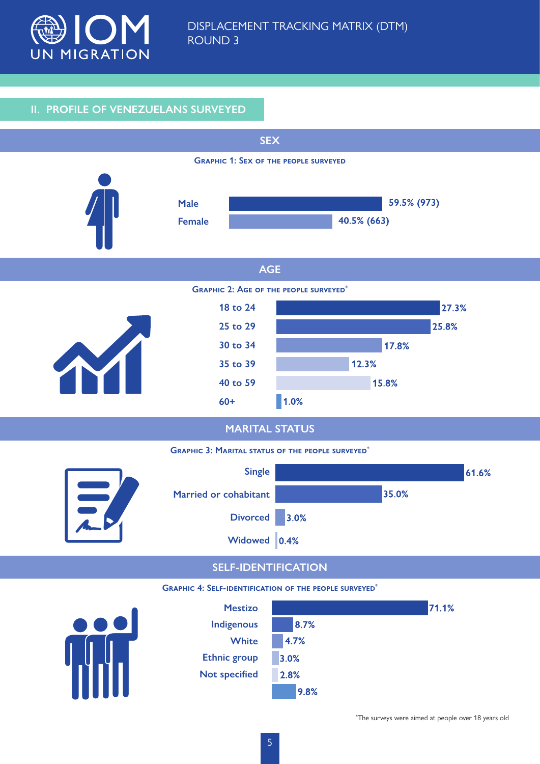## II. PROFILE OF VENEZUELANS SURVEYED

### SEX

**Graphic 1: Sex of the people surveyed**

| Sex | Percentage |
|---|---|
| Male | 59.5% (973) |
| Female | 40.5% (663) |

### AGE

**Graphic 2: Age of the people surveyed***

| Age | Percentage |
|---|---|
| 18 to 24 | 27.3% |
| 25 to 29 | 25.8% |
| 30 to 34 | 17.8% |
| 35 to 39 | 12.3% |
| 40 to 59 | 15.8% |
| 60+ | 1.0% |

### MARITAL STATUS

**Graphic 3: Marital status of the people surveyed***

| Marital status | Percentage |
|---|---|
| Single | 61.6% |
| Married or cohabitant | 35.0% |
| Divorced | 3.0% |
| Widowed | 0.4% |

### SELF-IDENTIFICATION

**Graphic 4: Self-identification of the people surveyed***

| Self-identification | Percentage |
|---|---|
| Mestizo | 71.1% |
| Indigenous | 8.7% |
| White | 4.7% |
| Ethnic group | 3.0% |
| Not specified | 2.8% |
| | 9.8% |

*The surveys were aimed at people over 18 years old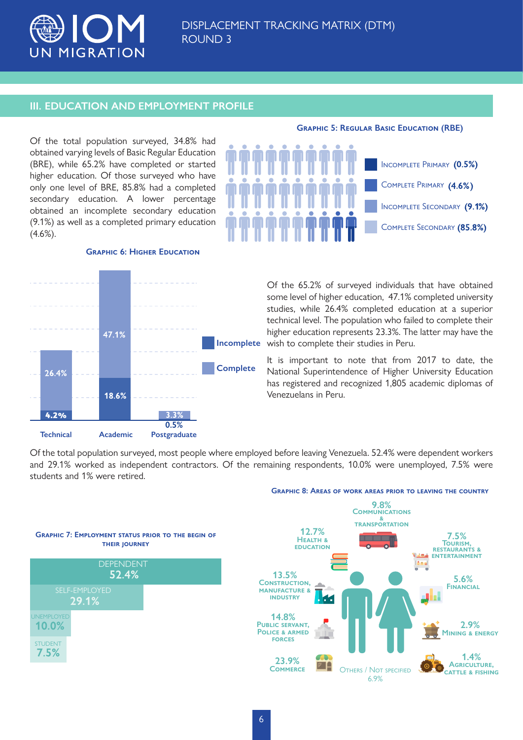## III. EDUCATION AND EMPLOYMENT PROFILE

Of the total population surveyed, 34.8% had obtained varying levels of Basic Regular Education (BRE), while 65.2% have completed or started higher education. Of those surveyed who have only one level of BRE, 85.8% had a completed secondary education. A lower percentage obtained an incomplete secondary education (9.1%) as well as a completed primary education (4.6%).

**Graphic 5: Regular Basic Education (RBE)**

- Incomplete Primary **(0.5%)**
- Complete Primary **(4.6%)**
- Incomplete Secondary **(9.1%)**
- Complete Secondary **(85.8%)**

**Graphic 6: Higher Education**

| | Incomplete | Complete |
|---|---|---|
| Technical | 4.2% | 26.4% |
| Academic | 18.6% | 47.1% |
| Postgraduate | 0.5% | 3.3% |

Of the 65.2% of surveyed individuals that have obtained some level of higher education, 47.1% completed university studies, while 26.4% completed education at a superior technical level. The population who failed to complete their higher education represents 23.3%. The latter may have the wish to complete their studies in Peru.

It is important to note that from 2017 to date, the National Superintendence of Higher University Education has registered and recognized 1,805 academic diplomas of Venezuelans in Peru.

Of the total population surveyed, most people where employed before leaving Venezuela. 52.4% were dependent workers and 29.1% worked as independent contractors. Of the remaining respondents, 10.0% were unemployed, 7.5% were students and 1% were retired.

**Graphic 7: Employment status prior to the begin of their journey**

| Status | % |
|---|---|
| Dependent | 52.4% |
| Self-employed | 29.1% |
| Unemployed | 10.0% |
| Student | 7.5% |

**Graphic 8: Areas of work areas prior to leaving the country**

| Area | % |
|---|---|
| Commerce | 23.9% |
| Public servant, Police & Armed Forces | 14.8% |
| Construction, Manufacture & Industry | 13.5% |
| Health & Education | 12.7% |
| Communications & Transportation | 9.8% |
| Tourism, Restaurants & Entertainment | 7.5% |
| Others / Not specified | 6.9% |
| Financial | 5.6% |
| Mining & Energy | 2.9% |
| Agriculture, Cattle & Fishing | 1.4% |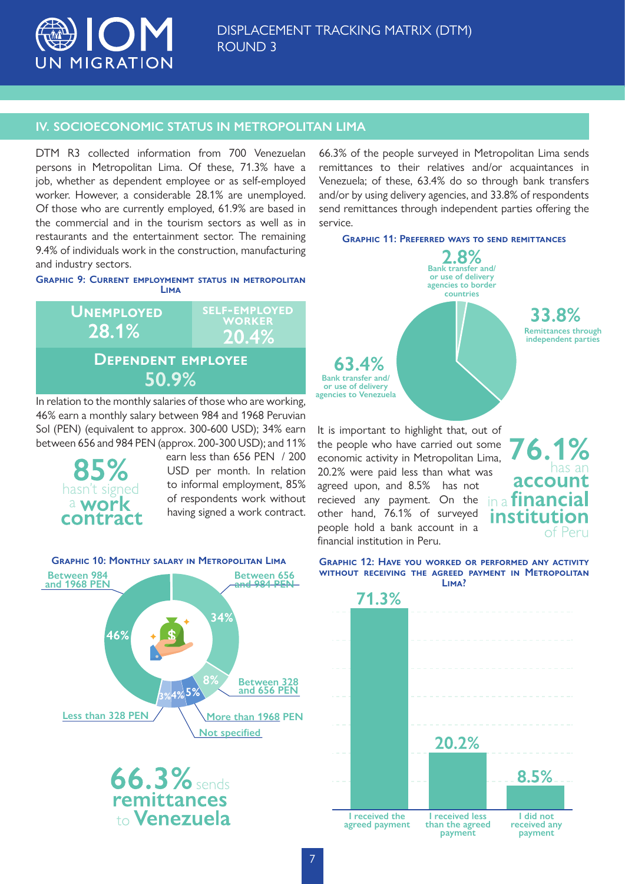## IV. SOCIOECONOMIC STATUS IN METROPOLITAN LIMA

DTM R3 collected information from 700 Venezuelan persons in Metropolitan Lima. Of these, 71.3% have a job, whether as dependent employee or as self-employed worker. However, a considerable 28.1% are unemployed. Of those who are currently employed, 61.9% are based in the commercial and in the tourism sectors as well as in restaurants and the entertainment sector. The remaining 9.4% of individuals work in the construction, manufacturing and industry sectors.

**Graphic 9: Current employmenmt status in Metropolitan Lima**

| Unemployed | Self-employed worker |
|---|---|
| 28.1% | 20.4% |

| Dependent employee |
|---|
| 50.9% |

In relation to the monthly salaries of those who are working, 46% earn a monthly salary between 984 and 1968 Peruvian Sol (PEN) (equivalent to approx. 300-600 USD); 34% earn between 656 and 984 PEN (approx. 200-300 USD); and 11% earn less than 656 PEN / 200 USD per month. In relation to informal employment, 85% of respondents work without having signed a work contract.

**85%** hasn't signed a **work contract**

**Graphic 10: Monthly salary in Metropolitan Lima**

| Monthly salary | % |
|---|---|
| Between 984 and 1968 PEN | 46% |
| Between 656 and 984 PEN | 34% |
| Between 328 and 656 PEN | 8% |
| More than 1968 PEN | 5% |
| Not specified | 4% |
| Less than 328 PEN | 3% |

**66.3%** sends **remittances** to **Venezuela**

66.3% of the people surveyed in Metropolitan Lima sends remittances to their relatives and/or acquaintances in Venezuela; of these, 63.4% do so through bank transfers and/or by using delivery agencies, and 33.8% of respondents send remittances through independent parties offering the service.

**Graphic 11: Preferred ways to send remittances**

| Way | % |
|---|---|
| Bank transfer and/ or use of delivery agencies to Venezuela | 63.4% |
| Remittances through independent parties | 33.8% |
| Bank transfer and/ or use of delivery agencies to border countries | 2.8% |

It is important to highlight that, out of the people who have carried out some economic activity in Metropolitan Lima, 20.2% were paid less than what was agreed upon, and 8.5% has not recieved any payment. On the other hand, 76.1% of surveyed people hold a bank account in a financial institution in Peru.

**76.1%** has an **account** in a **financial institution** of Peru

**Graphic 12: Have you worked or performed any activity without receiving the agreed payment in Metropolitan Lima?**

| Response | % |
|---|---|
| I received the agreed payment | 71.3% |
| I received less than the agreed payment | 20.2% |
| I did not received any payment | 8.5% |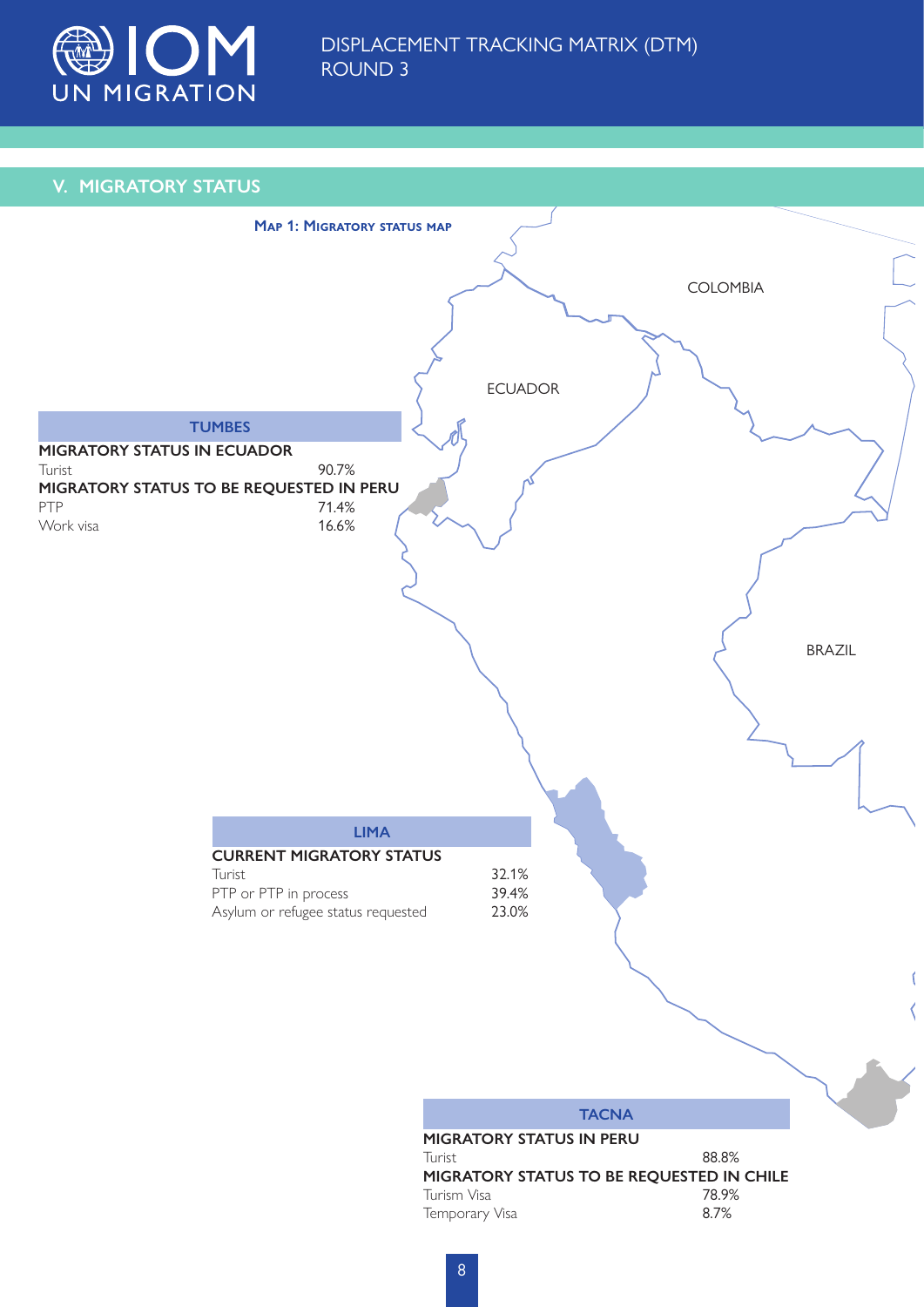## V. MIGRATORY STATUS

**Map 1: Migratory status map**

COLOMBIA

ECUADOR

BRAZIL

### TUMBES

**MIGRATORY STATUS IN ECUADOR**

| | |
|---|---|
| Turist | 90.7% |

**MIGRATORY STATUS TO BE REQUESTED IN PERU**

| | |
|---|---|
| PTP | 71.4% |
| Work visa | 16.6% |

### LIMA

**CURRENT MIGRATORY STATUS**

| | |
|---|---|
| Turist | 32.1% |
| PTP or PTP in process | 39.4% |
| Asylum or refugee status requested | 23.0% |

### TACNA

**MIGRATORY STATUS IN PERU**

| | |
|---|---|
| Turist | 88.8% |

**MIGRATORY STATUS TO BE REQUESTED IN CHILE**

| | |
|---|---|
| Turism Visa | 78.9% |
| Temporary Visa | 8.7% |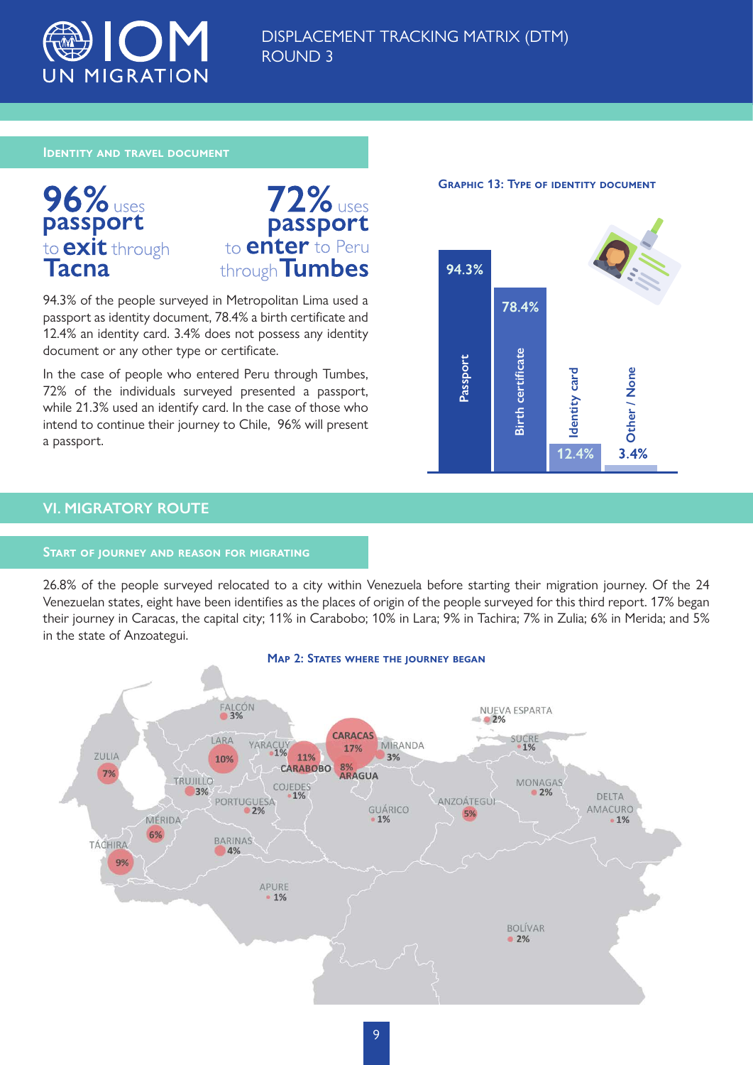## Identity and travel document

**96%** uses **passport** to **exit** through **Tacna**

**72%** uses **passport** to **enter** to Peru through **Tumbes**

94.3% of the people surveyed in Metropolitan Lima used a passport as identity document, 78.4% a birth certificate and 12.4% an identity card. 3.4% does not possess any identity document or any other type or certificate.

In the case of people who entered Peru through Tumbes, 72% of the individuals surveyed presented a passport, while 21.3% used an identify card. In the case of those who intend to continue their journey to Chile, 96% will present a passport.

**Graphic 13: Type of identity document**

| Type | % |
|---|---|
| Passport | 94.3% |
| Birth certificate | 78.4% |
| Identity card | 12.4% |
| Other / None | 3.4% |

# VI. Migratory route

## Start of journey and reason for migrating

26.8% of the people surveyed relocated to a city within Venezuela before starting their migration journey. Of the 24 Venezuelan states, eight have been identifies as the places of origin of the people surveyed for this third report. 17% began their journey in Caracas, the capital city; 11% in Carabobo; 10% in Lara; 9% in Tachira; 7% in Zulia; 6% in Merida; and 5% in the state of Anzoategui.

**Map 2: States where the journey began**

| State | % |
|---|---|
| Caracas | 17% |
| Carabobo | 11% |
| Lara | 10% |
| Táchira | 9% |
| Aragua | 8% |
| Zulia | 7% |
| Mérida | 6% |
| Anzoátegui | 5% |
| Barinas | 4% |
| Falcón | 3% |
| Miranda | 3% |
| Trujillo | 3% |
| Portuguesa | 2% |
| Nueva Esparta | 2% |
| Monagas | 2% |
| Bolívar | 2% |
| Yaracuy | 1% |
| Cojedes | 1% |
| Guárico | 1% |
| Sucre | 1% |
| Delta Amacuro | 1% |
| Apure | 1% |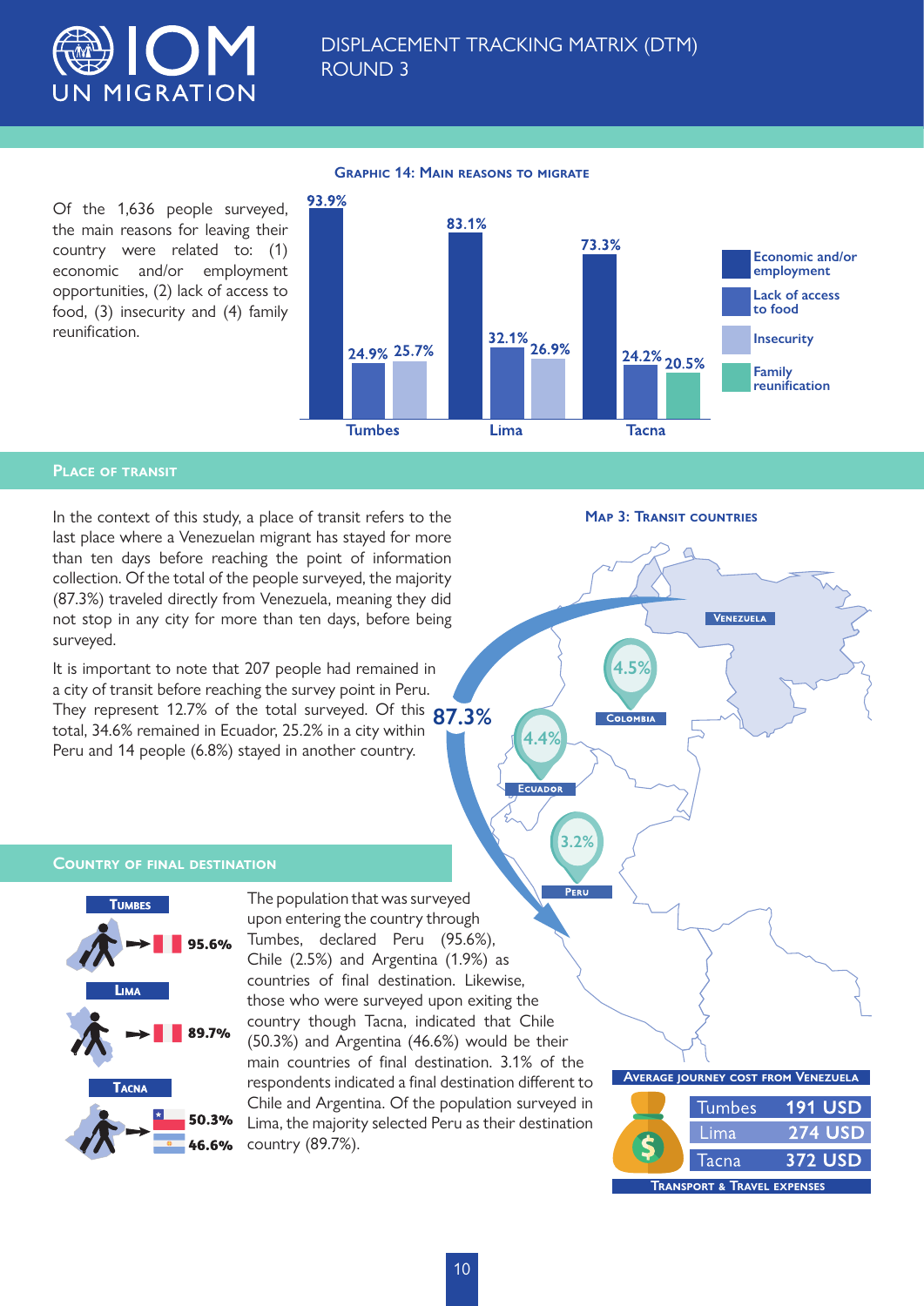Of the 1,636 people surveyed, the main reasons for leaving their country were related to: (1) economic and/or employment opportunities, (2) lack of access to food, (3) insecurity and (4) family reunification.

**Graphic 14: Main reasons to migrate**

| | Economic and/or employment | Lack of access to food | Insecurity | Family reunification |
|---|---|---|---|---|
| Tumbes | 93.9% | 24.9% | 25.7% | |
| Lima | 83.1% | 32.1% | 26.9% | |
| Tacna | 73.3% | 24.2% | | 20.5% |

## Place of transit

In the context of this study, a place of transit refers to the last place where a Venezuelan migrant has stayed for more than ten days before reaching the point of information collection. Of the total of the people surveyed, the majority (87.3%) traveled directly from Venezuela, meaning they did not stop in any city for more than ten days, before being surveyed.

It is important to note that 207 people had remained in a city of transit before reaching the survey point in Peru. They represent 12.7% of the total surveyed. Of this total, 34.6% remained in Ecuador, 25.2% in a city within Peru and 14 people (6.8%) stayed in another country.

**Map 3: Transit countries**

Venezuela: 87.3%; Colombia: 4.5%; Ecuador: 4.4%; Peru: 3.2%

## Country of final destination

Tumbes: Peru 95.6%

Lima: Peru 89.7%

Tacna: Chile 50.3%, Argentina 46.6%

The population that was surveyed upon entering the country through Tumbes, declared Peru (95.6%), Chile (2.5%) and Argentina (1.9%) as countries of final destination. Likewise, those who were surveyed upon exiting the country though Tacna, indicated that Chile (50.3%) and Argentina (46.6%) would be their main countries of final destination. 3.1% of the respondents indicated a final destination different to Chile and Argentina. Of the population surveyed in Lima, the majority selected Peru as their destination country (89.7%).

**Average journey cost from Venezuela**

| | |
|---|---|
| Tumbes | 191 USD |
| Lima | 274 USD |
| Tacna | 372 USD |

Transport & travel expenses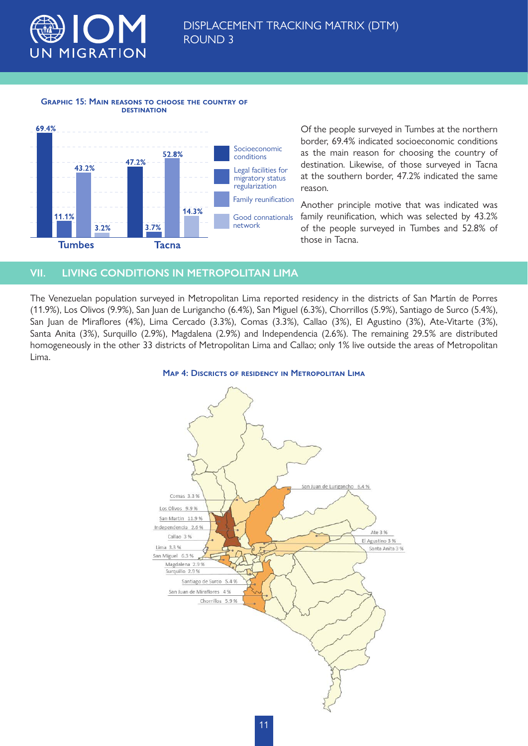**Graphic 15: Main reasons to choose the country of destination**

| | Tumbes | Tacna |
|---|---|---|
| Socioeconomic conditions | 69.4% | 47.2% |
| Legal facilities for migratory status regularization | 11.1% | 3.7% |
| Family reunification | 43.2% | 52.8% |
| Good connationals network | 3.2% | 14.3% |

Of the people surveyed in Tumbes at the northern border, 69.4% indicated socioeconomic conditions as the main reason for choosing the country of destination. Likewise, of those surveyed in Tacna at the southern border, 47.2% indicated the same reason.

Another principle motive that was indicated was family reunification, which was selected by 43.2% of the people surveyed in Tumbes and 52.8% of those in Tacna.

## VII. LIVING CONDITIONS IN METROPOLITAN LIMA

The Venezuelan population surveyed in Metropolitan Lima reported residency in the districts of San Martín de Porres (11.9%), Los Olivos (9.9%), San Juan de Lurigancho (6.4%), San Miguel (6.3%), Chorrillos (5.9%), Santiago de Surco (5.4%), San Juan de Miraflores (4%), Lima Cercado (3.3%), Comas (3.3%), Callao (3%), El Agustino (3%), Ate-Vitarte (3%), Santa Anita (3%), Surquillo (2.9%), Magdalena (2.9%) and Independencia (2.6%). The remaining 29.5% are distributed homogeneously in the other 33 districts of Metropolitan Lima and Callao; only 1% live outside the areas of Metropolitan Lima.

**Map 4: Discricts of residency in Metropolitan Lima**

San Juan de Lurigancho 6.4 %
Comas 3.3 %
Los Olivos 9.9 %
San Martin 11.9 %
Independencia 2.6 %
Callao 3 %
Lima 3.3 %
San Miguel 6.3 %
Magdalena 2.9 %
Surquillo 2.9 %
Santiago de Surco 5.4 %
San Juan de Miraflores 4 %
Chorrillos 5.9 %
Ate 3 %
El Agustino 3 %
Santa Anita 3 %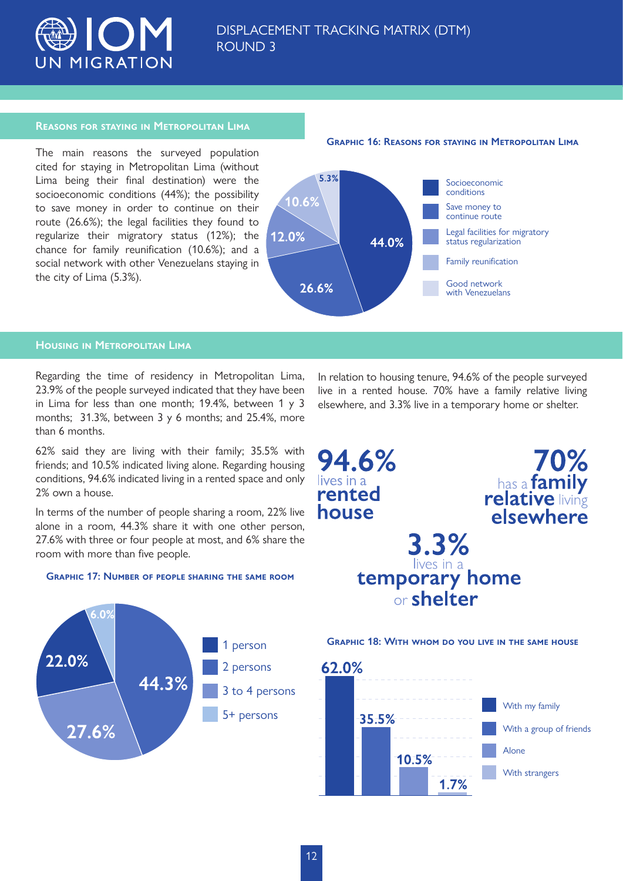## Reasons for staying in Metropolitan Lima

The main reasons the surveyed population cited for staying in Metropolitan Lima (without Lima being their final destination) were the socioeconomic conditions (44%); the possibility to save money in order to continue on their route (26.6%); the legal facilities they found to regularize their migratory status (12%); the chance for family reunification (10.6%); and a social network with other Venezuelans staying in the city of Lima (5.3%).

**Graphic 16: Reasons for staying in Metropolitan Lima**

| Reason | % |
|---|---|
| Socioeconomic conditions | 44.0% |
| Save money to continue route | 26.6% |
| Legal facilities for migratory status regularization | 12.0% |
| Family reunification | 10.6% |
| Good network with Venezuelans | 5.3% |

## Housing in Metropolitan Lima

Regarding the time of residency in Metropolitan Lima, 23.9% of the people surveyed indicated that they have been in Lima for less than one month; 19.4%, between 1 y 3 months; 31.3%, between 3 y 6 months; and 25.4%, more than 6 months.

62% said they are living with their family; 35.5% with friends; and 10.5% indicated living alone. Regarding housing conditions, 94.6% indicated living in a rented space and only 2% own a house.

In terms of the number of people sharing a room, 22% live alone in a room, 44.3% share it with one other person, 27.6% with three or four people at most, and 6% share the room with more than five people.

**Graphic 17: Number of people sharing the same room**

| Number of people | % |
|---|---|
| 1 person | 22.0% |
| 2 persons | 44.3% |
| 3 to 4 persons | 27.6% |
| 5+ persons | 6.0% |

In relation to housing tenure, 94.6% of the people surveyed live in a rented house. 70% have a family relative living elsewhere, and 3.3% live in a temporary home or shelter.

**94.6%** lives in a **rented house**

**70%** has a **family relative** living **elsewhere**

**3.3%** lives in a **temporary home** or **shelter**

**Graphic 18: With whom do you live in the same house**

| With whom | % |
|---|---|
| With my family | 62.0% |
| With a group of friends | 35.5% |
| Alone | 10.5% |
| With strangers | 1.7% |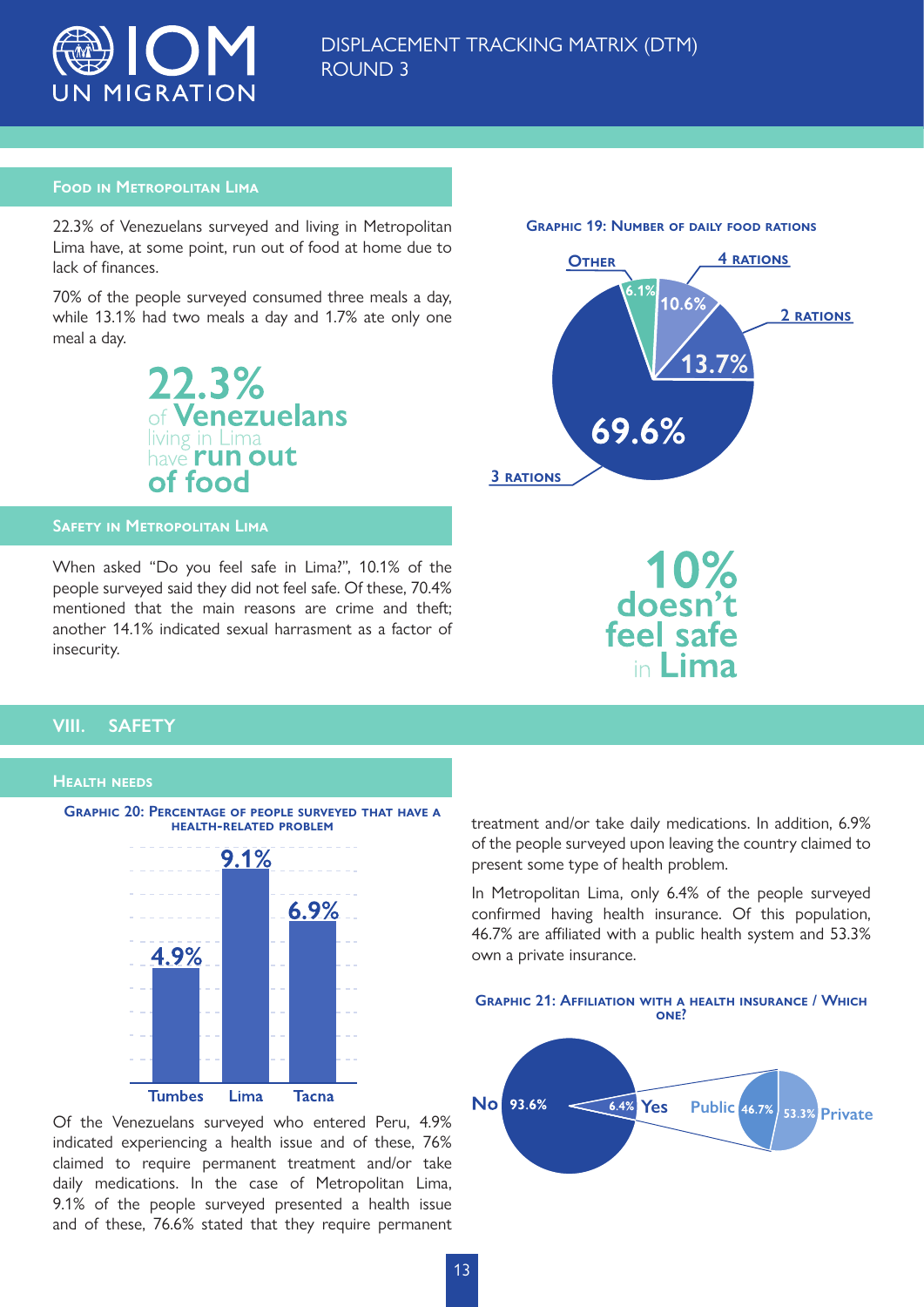### Food in Metropolitan Lima

22.3% of Venezuelans surveyed and living in Metropolitan Lima have, at some point, run out of food at home due to lack of finances.

70% of the people surveyed consumed three meals a day, while 13.1% had two meals a day and 1.7% ate only one meal a day.

**22.3%** of **Venezuelans** living in Lima have **run out of food**

**Graphic 19: Number of daily food rations**

| Rations | % |
|---|---|
| 3 rations | 69.6% |
| 2 rations | 13.7% |
| 4 rations | 10.6% |
| Other | 6.1% |

### Safety in Metropolitan Lima

When asked "Do you feel safe in Lima?", 10.1% of the people surveyed said they did not feel safe. Of these, 70.4% mentioned that the main reasons are crime and theft; another 14.1% indicated sexual harrasment as a factor of insecurity.

**10% doesn't feel safe** in **Lima**

## VIII. SAFETY

### Health needs

**Graphic 20: Percentage of people surveyed that have a health-related problem**

| Tumbes | Lima | Tacna |
|---|---|---|
| 4.9% | 9.1% | 6.9% |

Of the Venezuelans surveyed who entered Peru, 4.9% indicated experiencing a health issue and of these, 76% claimed to require permanent treatment and/or take daily medications. In the case of Metropolitan Lima, 9.1% of the people surveyed presented a health issue and of these, 76.6% stated that they require permanent treatment and/or take daily medications. In addition, 6.9% of the people surveyed upon leaving the country claimed to present some type of health problem.

In Metropolitan Lima, only 6.4% of the people surveyed confirmed having health insurance. Of this population, 46.7% are affiliated with a public health system and 53.3% own a private insurance.

**Graphic 21: Affiliation with a health insurance / Which one?**

| Health insurance | % |
|---|---|
| No | 93.6% |
| Yes | 6.4% |
| Public | 46.7% |
| Private | 53.3% |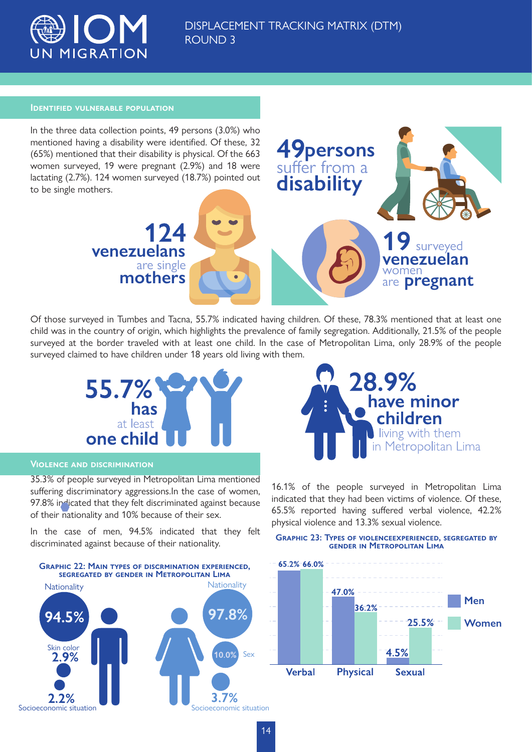## Identified vulnerable population

In the three data collection points, 49 persons (3.0%) who mentioned having a disability were identified. Of these, 32 (65%) mentioned that their disability is physical. Of the 663 women surveyed, 19 were pregnant (2.9%) and 18 were lactating (2.7%). 124 women surveyed (18.7%) pointed out to be single mothers.

**49 persons** suffer from a **disability**

**124 venezuelans** are single **mothers**

**19** surveyed **venezuelan** women are **pregnant**

Of those surveyed in Tumbes and Tacna, 55.7% indicated having children. Of these, 78.3% mentioned that at least one child was in the country of origin, which highlights the prevalence of family segregation. Additionally, 21.5% of the people surveyed at the border traveled with at least one child. In the case of Metropolitan Lima, only 28.9% of the people surveyed claimed to have children under 18 years old living with them.

**55.7% has** at least **one child**

**28.9% have minor children** living with them in Metropolitan Lima

## Violence and discrimination

35.3% of people surveyed in Metropolitan Lima mentioned suffering discriminatory aggressions.In the case of women, 97.8% indicated that they felt discriminated against because of their nationality and 10% because of their sex.

In the case of men, 94.5% indicated that they felt discriminated against because of their nationality.

**Graphic 22: Main types of discrmination experienced, segregated by gender in Metropolitan Lima**

| Type | Men | Women |
| --- | --- | --- |
| Nationality | 94.5% | 97.8% |
| Skin color | 2.9% | |
| Sex | | 10.0% |
| Socioeconomic situation | 2.2% | 3.7% |

16.1% of the people surveyed in Metropolitan Lima indicated that they had been victims of violence. Of these, 65.5% reported having suffered verbal violence, 42.2% physical violence and 13.3% sexual violence.

**Graphic 23: Types of violenceexperienced, segregated by gender in Metropolitan Lima**

| Type | Men | Women |
| --- | --- | --- |
| Verbal | 65.2% | 66.0% |
| Physical | 47.0% | 36.2% |
| Sexual | 4.5% | 25.5% |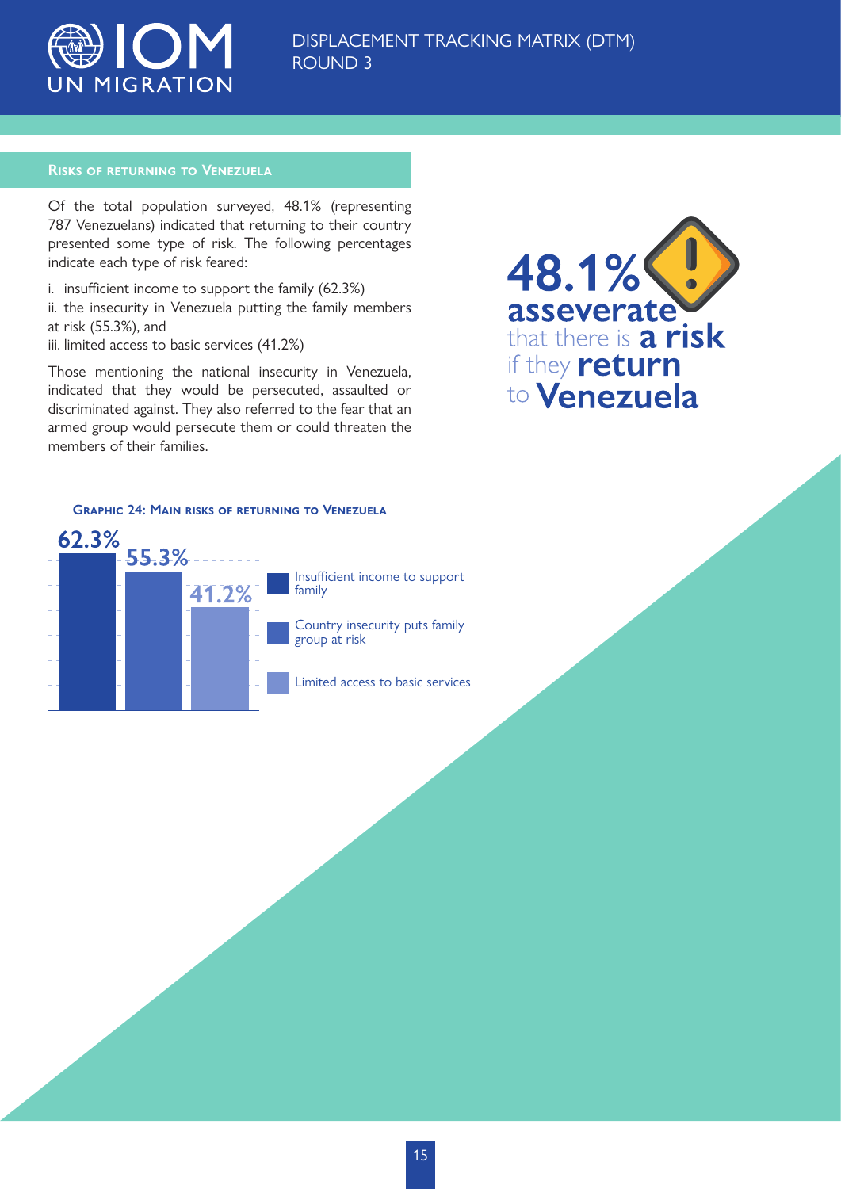## Risks of returning to Venezuela

Of the total population surveyed, 48.1% (representing 787 Venezuelans) indicated that returning to their country presented some type of risk. The following percentages indicate each type of risk feared:

i. insufficient income to support the family (62.3%)
ii. the insecurity in Venezuela putting the family members at risk (55.3%), and
iii. limited access to basic services (41.2%)

Those mentioning the national insecurity in Venezuela, indicated that they would be persecuted, assaulted or discriminated against. They also referred to the fear that an armed group would persecute them or could threaten the members of their families.

**48.1% asseverate** that there is **a risk** if they **return** to **Venezuela**

### Graphic 24: Main risks of returning to Venezuela

| Risk | Percentage |
|---|---|
| Insufficient income to support family | 62.3% |
| Country insecurity puts family group at risk | 55.3% |
| Limited access to basic services | 41.2% |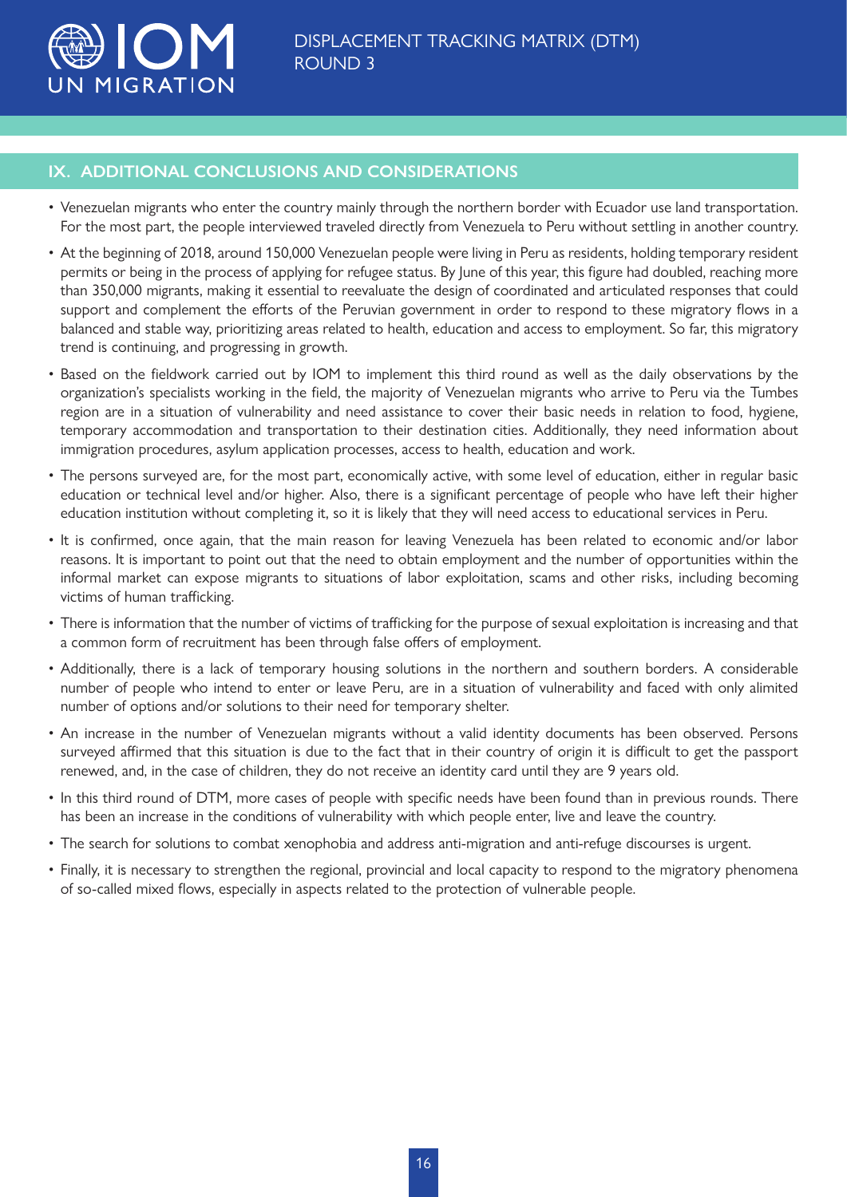## IX. ADDITIONAL CONCLUSIONS AND CONSIDERATIONS

- Venezuelan migrants who enter the country mainly through the northern border with Ecuador use land transportation. For the most part, the people interviewed traveled directly from Venezuela to Peru without settling in another country.
- At the beginning of 2018, around 150,000 Venezuelan people were living in Peru as residents, holding temporary resident permits or being in the process of applying for refugee status. By June of this year, this figure had doubled, reaching more than 350,000 migrants, making it essential to reevaluate the design of coordinated and articulated responses that could support and complement the efforts of the Peruvian government in order to respond to these migratory flows in a balanced and stable way, prioritizing areas related to health, education and access to employment. So far, this migratory trend is continuing, and progressing in growth.
- Based on the fieldwork carried out by IOM to implement this third round as well as the daily observations by the organization's specialists working in the field, the majority of Venezuelan migrants who arrive to Peru via the Tumbes region are in a situation of vulnerability and need assistance to cover their basic needs in relation to food, hygiene, temporary accommodation and transportation to their destination cities. Additionally, they need information about immigration procedures, asylum application processes, access to health, education and work.
- The persons surveyed are, for the most part, economically active, with some level of education, either in regular basic education or technical level and/or higher. Also, there is a significant percentage of people who have left their higher education institution without completing it, so it is likely that they will need access to educational services in Peru.
- It is confirmed, once again, that the main reason for leaving Venezuela has been related to economic and/or labor reasons. It is important to point out that the need to obtain employment and the number of opportunities within the informal market can expose migrants to situations of labor exploitation, scams and other risks, including becoming victims of human trafficking.
- There is information that the number of victims of trafficking for the purpose of sexual exploitation is increasing and that a common form of recruitment has been through false offers of employment.
- Additionally, there is a lack of temporary housing solutions in the northern and southern borders. A considerable number of people who intend to enter or leave Peru, are in a situation of vulnerability and faced with only alimited number of options and/or solutions to their need for temporary shelter.
- An increase in the number of Venezuelan migrants without a valid identity documents has been observed. Persons surveyed affirmed that this situation is due to the fact that in their country of origin it is difficult to get the passport renewed, and, in the case of children, they do not receive an identity card until they are 9 years old.
- In this third round of DTM, more cases of people with specific needs have been found than in previous rounds. There has been an increase in the conditions of vulnerability with which people enter, live and leave the country.
- The search for solutions to combat xenophobia and address anti-migration and anti-refuge discourses is urgent.
- Finally, it is necessary to strengthen the regional, provincial and local capacity to respond to the migratory phenomena of so-called mixed flows, especially in aspects related to the protection of vulnerable people.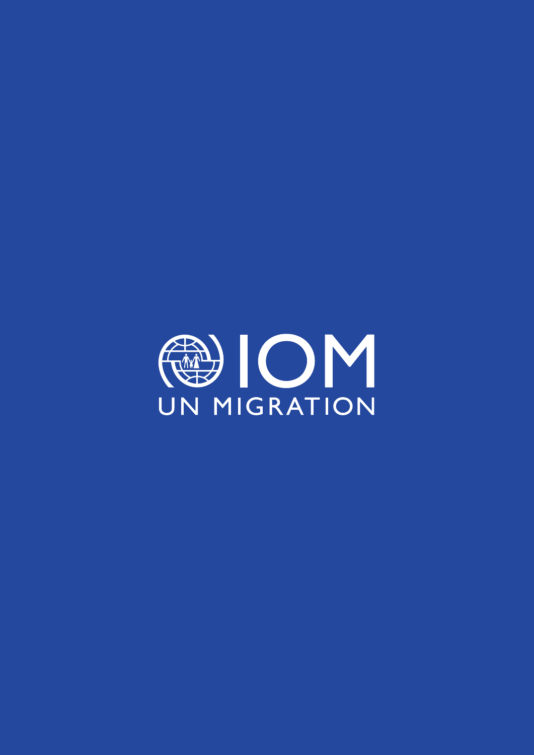IOM

UN MIGRATION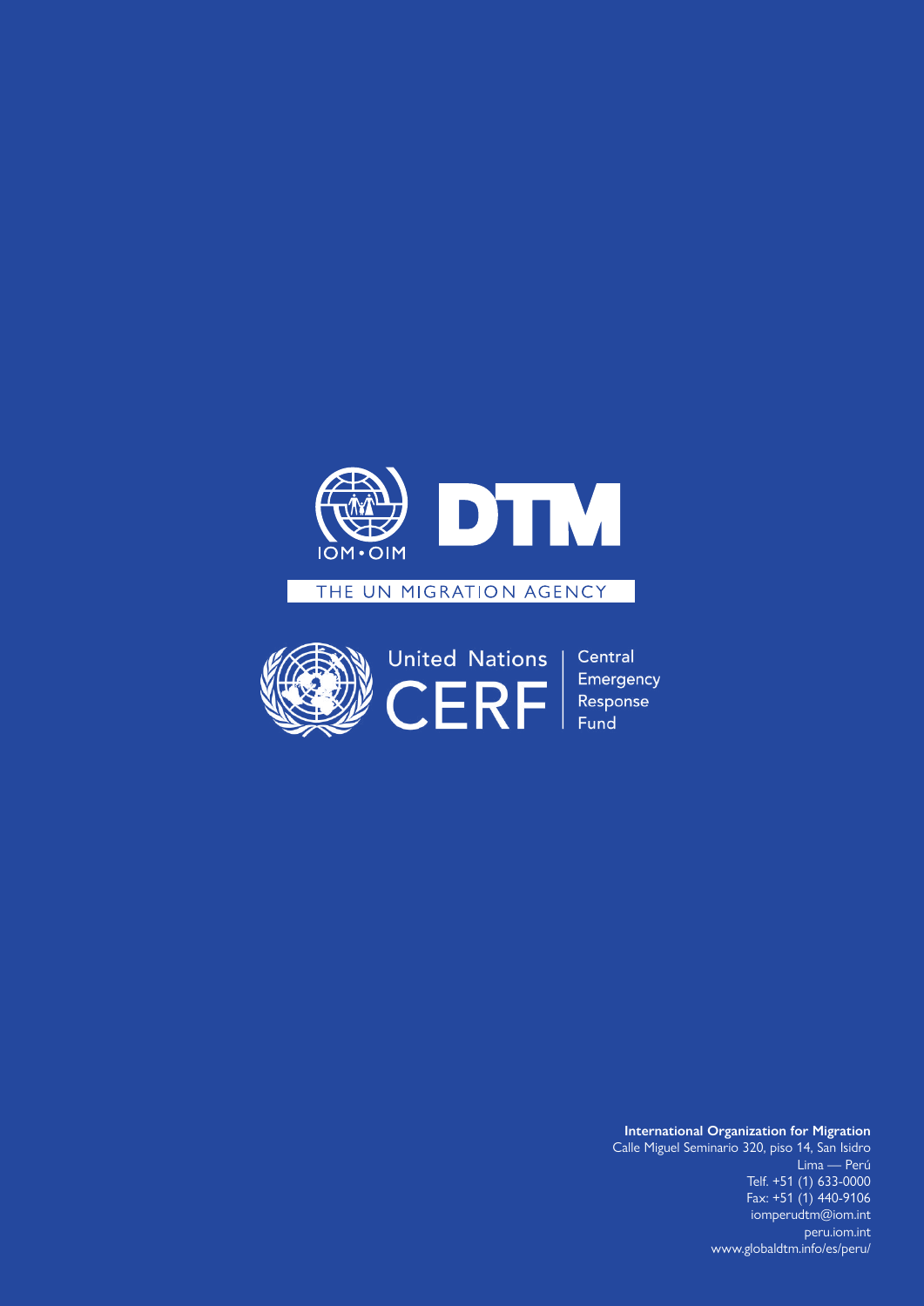IOM • OIM

DTM

THE UN MIGRATION AGENCY

United Nations CERF | Central Emergency Response Fund

**International Organization for Migration**
Calle Miguel Seminario 320, piso 14, San Isidro
Lima — Perú
Telf. +51 (1) 633-0000
Fax: +51 (1) 440-9106
iomperudtm@iom.int
peru.iom.int
www.globaldtm.info/es/peru/